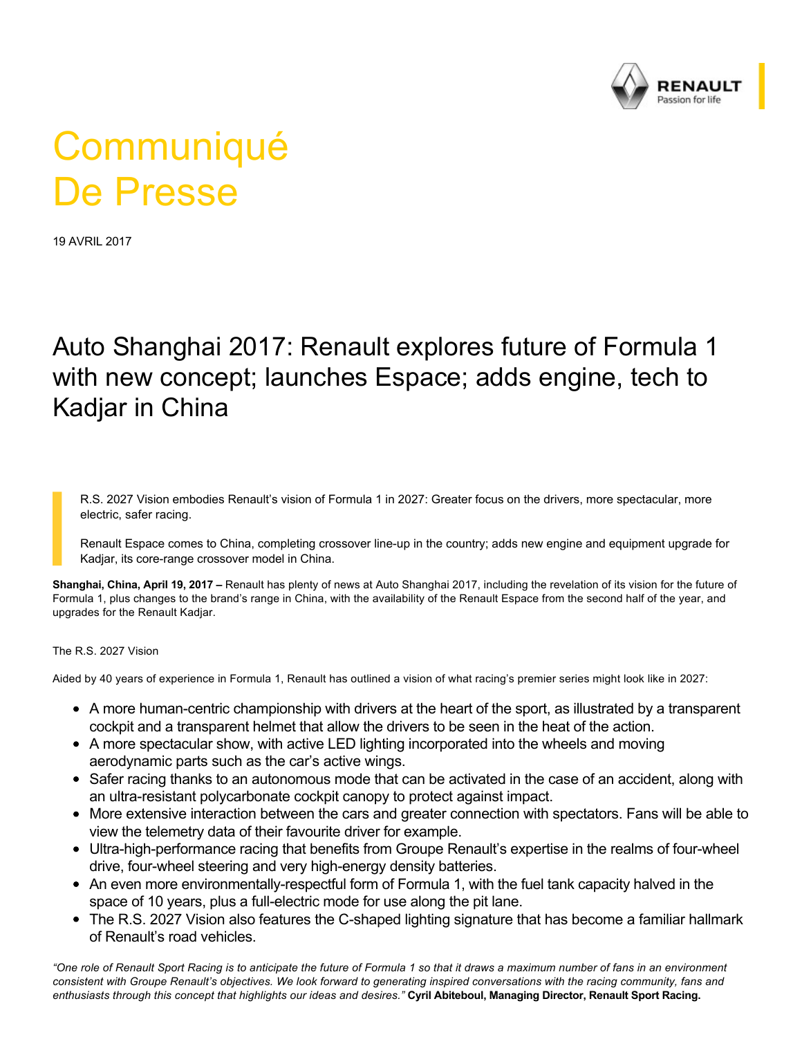# Communiqué De Presse

19 AVRIL 2017

## Auto Shanghai 2017: Renault explores future of Formula 1 with new concept; launches Espace; adds engine, tech to Kadjar in China

R.S. 2027 Vision embodies Renault's vision of Formula 1 in 2027: Greater focus on the drivers, more spectacular, more electric, safer racing.

Renault Espace comes to China, completing crossover line-up in the country; adds new engine and equipment upgrade for Kadjar, its core-range crossover model in China.

**Shanghai, China, April 19, 2017 –** Renault has plenty of news at Auto Shanghai 2017, including the revelation of its vision for the future of Formula 1, plus changes to the brand's range in China, with the availability of the Renault Espace from the second half of the year, and upgrades for the Renault Kadjar.

The R.S. 2027 Vision

Aided by 40 years of experience in Formula 1, Renault has outlined a vision of what racing's premier series might look like in 2027:

- A more human-centric championship with drivers at the heart of the sport, as illustrated by a transparent cockpit and a transparent helmet that allow the drivers to be seen in the heat of the action.
- A more spectacular show, with active LED lighting incorporated into the wheels and moving aerodynamic parts such as the car's active wings.
- Safer racing thanks to an autonomous mode that can be activated in the case of an accident, along with an ultra-resistant polycarbonate cockpit canopy to protect against impact.
- More extensive interaction between the cars and greater connection with spectators. Fans will be able to view the telemetry data of their favourite driver for example.
- Ultra-high-performance racing that benefits from Groupe Renault's expertise in the realms of four-wheel drive, four-wheel steering and very high-energy density batteries.
- An even more environmentally-respectful form of Formula 1, with the fuel tank capacity halved in the space of 10 years, plus a full-electric mode for use along the pit lane.
- The R.S. 2027 Vision also features the C-shaped lighting signature that has become a familiar hallmark of Renault's road vehicles.

*"One role of Renault Sport Racing is to anticipate the future of Formula 1 so that it draws a maximum number of fans in an environment consistent with Groupe Renault's objectives. We look forward to generating inspired conversations with the racing community, fans and enthusiasts through this concept that highlights our ideas and desires."* **Cyril Abiteboul, Managing Director, Renault Sport Racing.**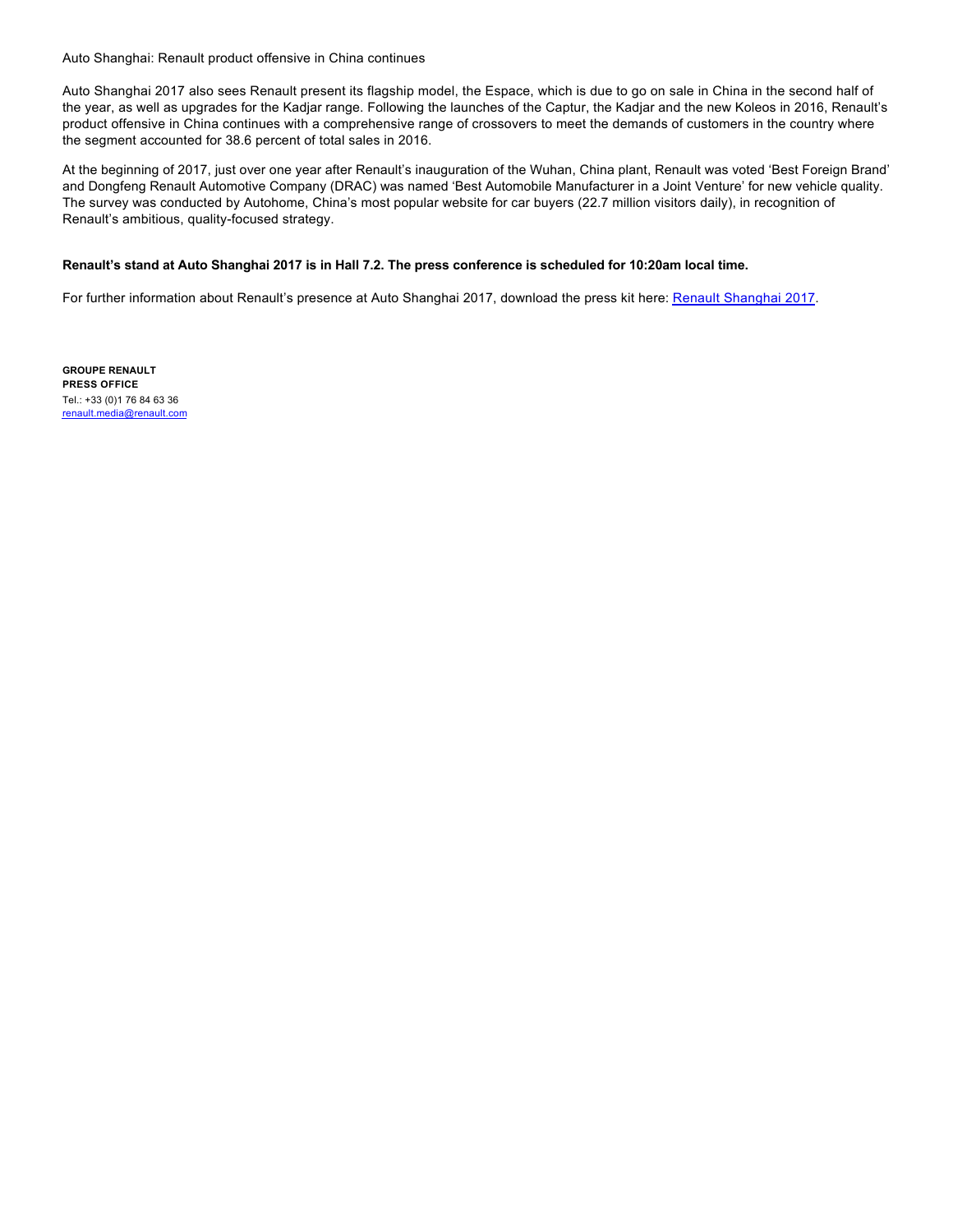Auto Shanghai: Renault product offensive in China continues

Auto Shanghai 2017 also sees Renault present its flagship model, the Espace, which is due to go on sale in China in the second half of the year, as well as upgrades for the Kadjar range. Following the launches of the Captur, the Kadjar and the new Koleos in 2016, Renault's product offensive in China continues with a comprehensive range of crossovers to meet the demands of customers in the country where the segment accounted for 38.6 percent of total sales in 2016.

At the beginning of 2017, just over one year after Renault's inauguration of the Wuhan, China plant, Renault was voted 'Best Foreign Brand' and Dongfeng Renault Automotive Company (DRAC) was named 'Best Automobile Manufacturer in a Joint Venture' for new vehicle quality. The survey was conducted by Autohome, China's most popular website for car buyers (22.7 million visitors daily), in recognition of Renault's ambitious, quality-focused strategy.

**Renault's stand at Auto Shanghai 2017 is in Hall 7.2. The press conference is scheduled for 10:20am local time.**

For further information about Renault's presence at Auto Shanghai 2017, download the press kit here: [Renault Shanghai 2017](#).

**GROUPE RENAULT**
**PRESS OFFICE**
Tel.: +33 (0)1 76 84 63 36
renault.media@renault.com